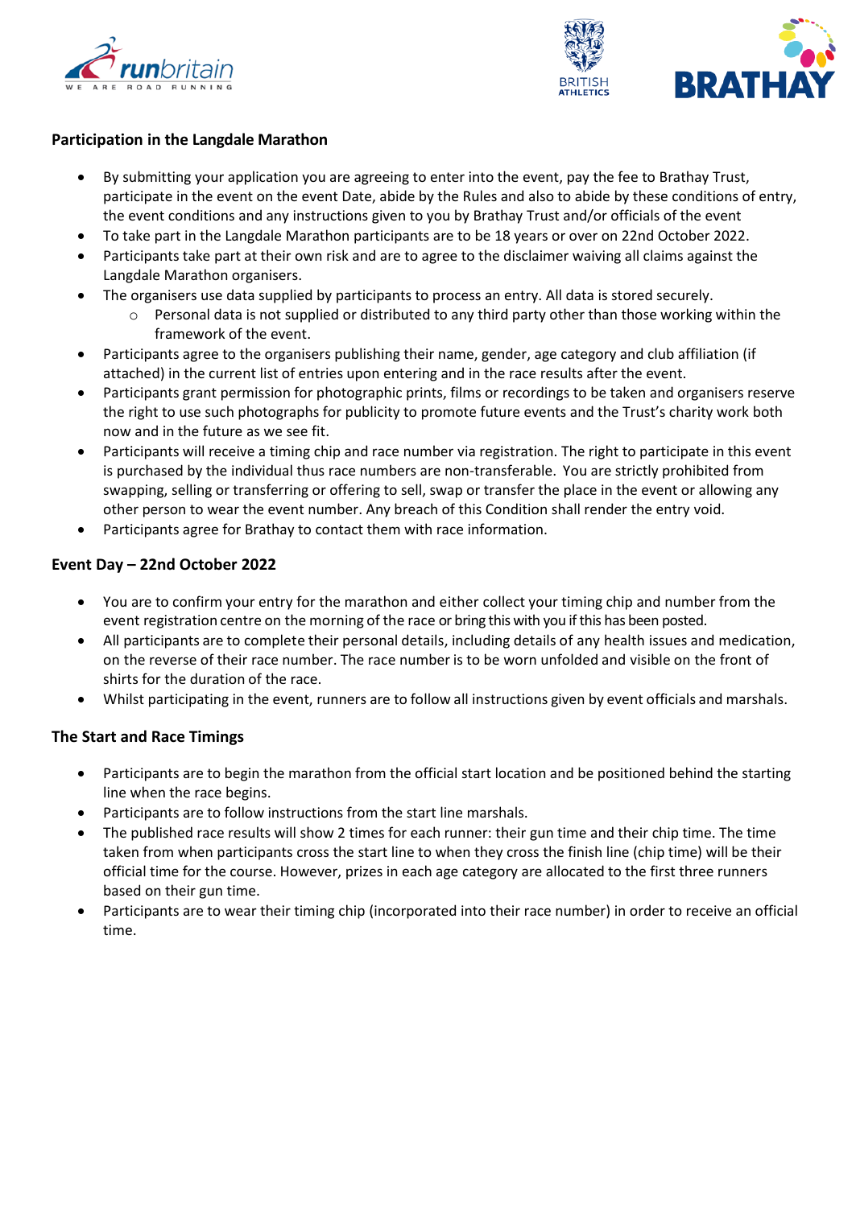### Participation in the Langdale Marathon

- By submitting your application you are agreeing to enter into the event, pay the fee to Brathay Trust, participate in the event on the event Date, abide by the Rules and also to abide by these conditions of entry, the event conditions and any instructions given to you by Brathay Trust and/or officials of the event
- To take part in the Langdale Marathon participants are to be 18 years or over on 22nd October 2022.
- Participants take part at their own risk and are to agree to the disclaimer waiving all claims against the Langdale Marathon organisers.
- The organisers use data supplied by participants to process an entry. All data is stored securely.
    - Personal data is not supplied or distributed to any third party other than those working within the framework of the event.
- Participants agree to the organisers publishing their name, gender, age category and club affiliation (if attached) in the current list of entries upon entering and in the race results after the event.
- Participants grant permission for photographic prints, films or recordings to be taken and organisers reserve the right to use such photographs for publicity to promote future events and the Trust's charity work both now and in the future as we see fit.
- Participants will receive a timing chip and race number via registration. The right to participate in this event is purchased by the individual thus race numbers are non-transferable. You are strictly prohibited from swapping, selling or transferring or offering to sell, swap or transfer the place in the event or allowing any other person to wear the event number. Any breach of this Condition shall render the entry void.
- Participants agree for Brathay to contact them with race information.

### Event Day – 22nd October 2022

- You are to confirm your entry for the marathon and either collect your timing chip and number from the event registration centre on the morning of the race or bring this with you if this has been posted.
- All participants are to complete their personal details, including details of any health issues and medication, on the reverse of their race number. The race number is to be worn unfolded and visible on the front of shirts for the duration of the race.
- Whilst participating in the event, runners are to follow all instructions given by event officials and marshals.

### The Start and Race Timings

- Participants are to begin the marathon from the official start location and be positioned behind the starting line when the race begins.
- Participants are to follow instructions from the start line marshals.
- The published race results will show 2 times for each runner: their gun time and their chip time. The time taken from when participants cross the start line to when they cross the finish line (chip time) will be their official time for the course. However, prizes in each age category are allocated to the first three runners based on their gun time.
- Participants are to wear their timing chip (incorporated into their race number) in order to receive an official time.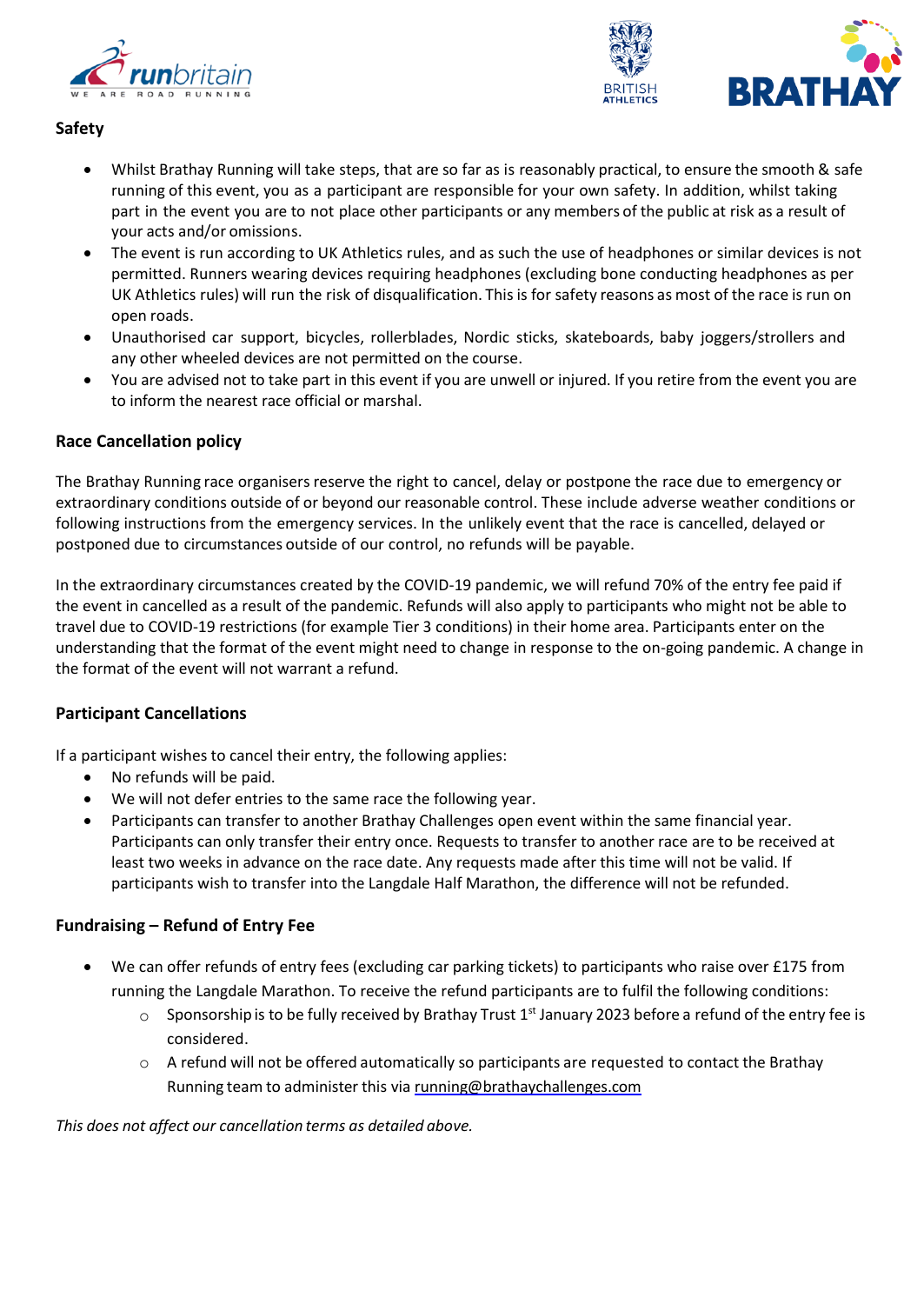## Safety

- Whilst Brathay Running will take steps, that are so far as is reasonably practical, to ensure the smooth & safe running of this event, you as a participant are responsible for your own safety. In addition, whilst taking part in the event you are to not place other participants or any members of the public at risk as a result of your acts and/or omissions.
- The event is run according to UK Athletics rules, and as such the use of headphones or similar devices is not permitted. Runners wearing devices requiring headphones (excluding bone conducting headphones as per UK Athletics rules) will run the risk of disqualification. This is for safety reasons as most of the race is run on open roads.
- Unauthorised car support, bicycles, rollerblades, Nordic sticks, skateboards, baby joggers/strollers and any other wheeled devices are not permitted on the course.
- You are advised not to take part in this event if you are unwell or injured. If you retire from the event you are to inform the nearest race official or marshal.

## Race Cancellation policy

The Brathay Running race organisers reserve the right to cancel, delay or postpone the race due to emergency or extraordinary conditions outside of or beyond our reasonable control. These include adverse weather conditions or following instructions from the emergency services. In the unlikely event that the race is cancelled, delayed or postponed due to circumstances outside of our control, no refunds will be payable.

In the extraordinary circumstances created by the COVID-19 pandemic, we will refund 70% of the entry fee paid if the event in cancelled as a result of the pandemic. Refunds will also apply to participants who might not be able to travel due to COVID-19 restrictions (for example Tier 3 conditions) in their home area. Participants enter on the understanding that the format of the event might need to change in response to the on-going pandemic. A change in the format of the event will not warrant a refund.

## Participant Cancellations

If a participant wishes to cancel their entry, the following applies:

- No refunds will be paid.
- We will not defer entries to the same race the following year.
- Participants can transfer to another Brathay Challenges open event within the same financial year. Participants can only transfer their entry once. Requests to transfer to another race are to be received at least two weeks in advance on the race date. Any requests made after this time will not be valid. If participants wish to transfer into the Langdale Half Marathon, the difference will not be refunded.

## Fundraising – Refund of Entry Fee

- We can offer refunds of entry fees (excluding car parking tickets) to participants who raise over £175 from running the Langdale Marathon. To receive the refund participants are to fulfil the following conditions:
  - Sponsorship is to be fully received by Brathay Trust 1st January 2023 before a refund of the entry fee is considered.
  - A refund will not be offered automatically so participants are requested to contact the Brathay Running team to administer this via running@brathaychallenges.com

*This does not affect our cancellation terms as detailed above.*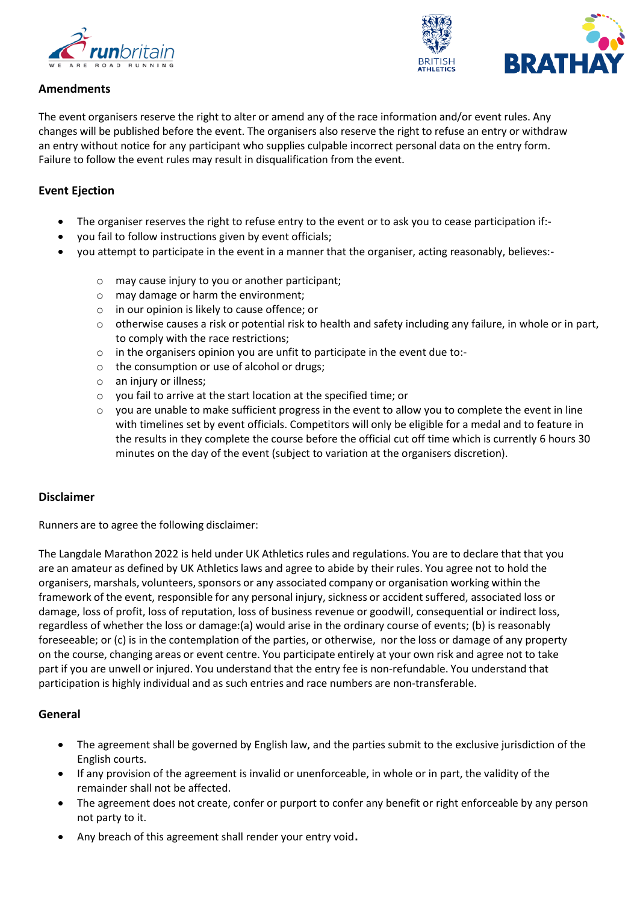## Amendments

The event organisers reserve the right to alter or amend any of the race information and/or event rules. Any changes will be published before the event. The organisers also reserve the right to refuse an entry or withdraw an entry without notice for any participant who supplies culpable incorrect personal data on the entry form. Failure to follow the event rules may result in disqualification from the event.

## Event Ejection

- The organiser reserves the right to refuse entry to the event or to ask you to cease participation if:-
- you fail to follow instructions given by event officials;
- you attempt to participate in the event in a manner that the organiser, acting reasonably, believes:-
    - may cause injury to you or another participant;
    - may damage or harm the environment;
    - in our opinion is likely to cause offence; or
    - otherwise causes a risk or potential risk to health and safety including any failure, in whole or in part, to comply with the race restrictions;
    - in the organisers opinion you are unfit to participate in the event due to:-
    - the consumption or use of alcohol or drugs;
    - an injury or illness;
    - you fail to arrive at the start location at the specified time; or
    - you are unable to make sufficient progress in the event to allow you to complete the event in line with timelines set by event officials. Competitors will only be eligible for a medal and to feature in the results in they complete the course before the official cut off time which is currently 6 hours 30 minutes on the day of the event (subject to variation at the organisers discretion).

## Disclaimer

Runners are to agree the following disclaimer:

The Langdale Marathon 2022 is held under UK Athletics rules and regulations. You are to declare that that you are an amateur as defined by UK Athletics laws and agree to abide by their rules. You agree not to hold the organisers, marshals, volunteers, sponsors or any associated company or organisation working within the framework of the event, responsible for any personal injury, sickness or accident suffered, associated loss or damage, loss of profit, loss of reputation, loss of business revenue or goodwill, consequential or indirect loss, regardless of whether the loss or damage:(a) would arise in the ordinary course of events; (b) is reasonably foreseeable; or (c) is in the contemplation of the parties, or otherwise, nor the loss or damage of any property on the course, changing areas or event centre. You participate entirely at your own risk and agree not to take part if you are unwell or injured. You understand that the entry fee is non-refundable. You understand that participation is highly individual and as such entries and race numbers are non-transferable.

## General

- The agreement shall be governed by English law, and the parties submit to the exclusive jurisdiction of the English courts.
- If any provision of the agreement is invalid or unenforceable, in whole or in part, the validity of the remainder shall not be affected.
- The agreement does not create, confer or purport to confer any benefit or right enforceable by any person not party to it.
- Any breach of this agreement shall render your entry void.